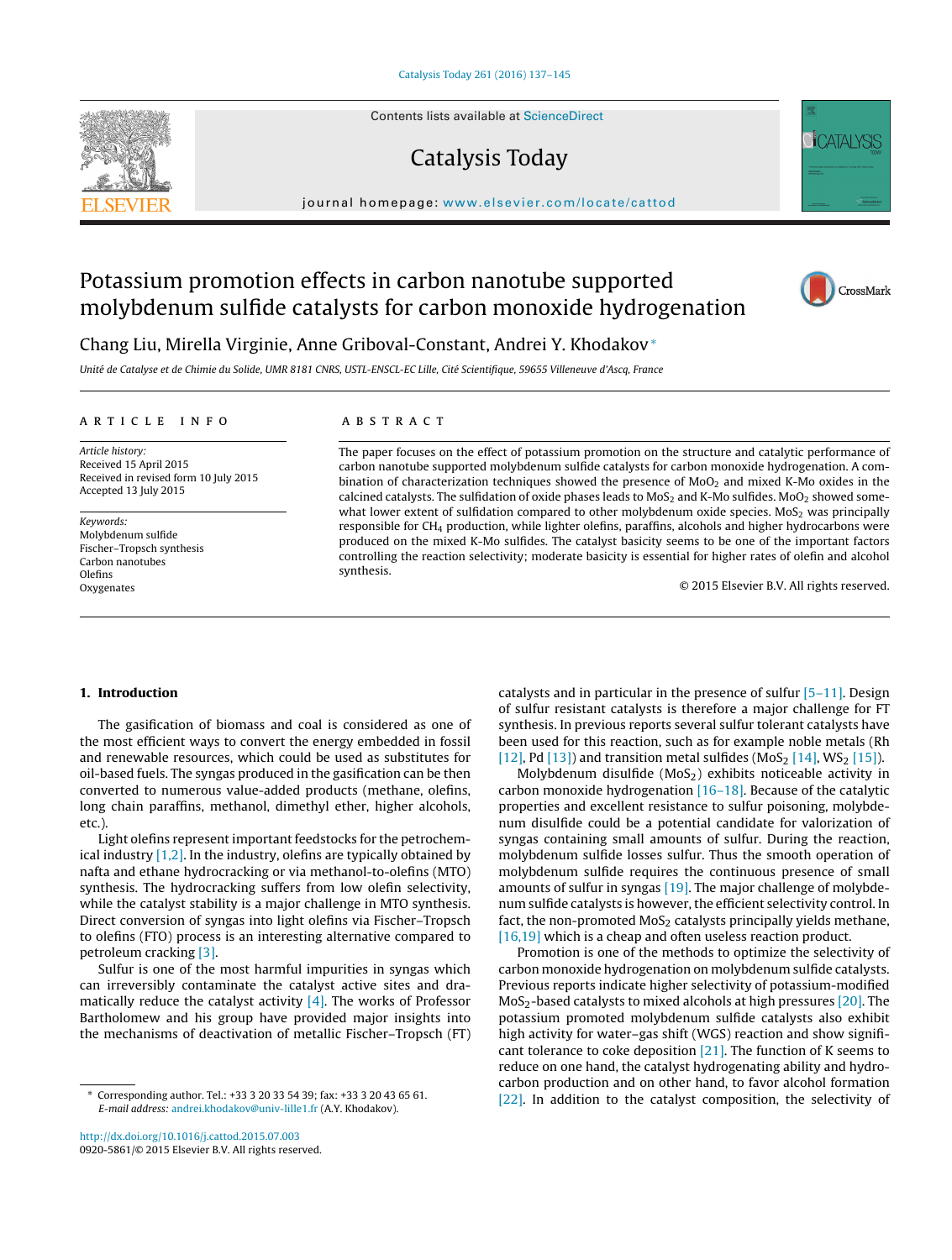# Potassium promotion effects in carbon nanotube supported molybdenum sulfide catalysts for carbon monoxide hydrogenation

Chang Liu, Mirella Virginie, Anne Griboval-Constant, Andrei Y. Khodakov*

*Unité de Catalyse et de Chimie du Solide, UMR 8181 CNRS, USTL-ENSCL-EC Lille, Cité Scientifique, 59655 Villeneuve d'Ascq, France*

## ARTICLE INFO

*Article history:*
Received 15 April 2015
Received in revised form 10 July 2015
Accepted 13 July 2015

*Keywords:*
Molybdenum sulfide
Fischer–Tropsch synthesis
Carbon nanotubes
Olefins
Oxygenates

## ABSTRACT

The paper focuses on the effect of potassium promotion on the structure and catalytic performance of carbon nanotube supported molybdenum sulfide catalysts for carbon monoxide hydrogenation. A combination of characterization techniques showed the presence of $MoO_2$ and mixed K-Mo oxides in the calcined catalysts. The sulfidation of oxide phases leads to $MoS_2$ and K-Mo sulfides. $MoO_2$ showed somewhat lower extent of sulfidation compared to other molybdenum oxide species. $MoS_2$ was principally responsible for $CH_4$ production, while lighter olefins, paraffins, alcohols and higher hydrocarbons were produced on the mixed K-Mo sulfides. The catalyst basicity seems to be one of the important factors controlling the reaction selectivity; moderate basicity is essential for higher rates of olefin and alcohol synthesis.

© 2015 Elsevier B.V. All rights reserved.

## 1. Introduction

The gasification of biomass and coal is considered as one of the most efficient ways to convert the energy embedded in fossil and renewable resources, which could be used as substitutes for oil-based fuels. The syngas produced in the gasification can be then converted to numerous value-added products (methane, olefins, long chain paraffins, methanol, dimethyl ether, higher alcohols, etc.).

Light olefins represent important feedstocks for the petrochemical industry [1,2]. In the industry, olefins are typically obtained by nafta and ethane hydrocracking or via methanol-to-olefins (MTO) synthesis. The hydrocracking suffers from low olefin selectivity, while the catalyst stability is a major challenge in MTO synthesis. Direct conversion of syngas into light olefins via Fischer–Tropsch to olefins (FTO) process is an interesting alternative compared to petroleum cracking [3].

Sulfur is one of the most harmful impurities in syngas which can irreversibly contaminate the catalyst active sites and dramatically reduce the catalyst activity [4]. The works of Professor Bartholomew and his group have provided major insights into the mechanisms of deactivation of metallic Fischer–Tropsch (FT) catalysts and in particular in the presence of sulfur [5–11]. Design of sulfur resistant catalysts is therefore a major challenge for FT synthesis. In previous reports several sulfur tolerant catalysts have been used for this reaction, such as for example noble metals (Rh [12], Pd [13]) and transition metal sulfides ($MoS_2$ [14], $WS_2$ [15]).

Molybdenum disulfide ($MoS_2$) exhibits noticeable activity in carbon monoxide hydrogenation [16–18]. Because of the catalytic properties and excellent resistance to sulfur poisoning, molybdenum disulfide could be a potential candidate for valorization of syngas containing small amounts of sulfur. During the reaction, molybdenum sulfide losses sulfur. Thus the smooth operation of molybdenum sulfide requires the continuous presence of small amounts of sulfur in syngas [19]. The major challenge of molybdenum sulfide catalysts is however, the efficient selectivity control. In fact, the non-promoted $MoS_2$ catalysts principally yields methane, [16,19] which is a cheap and often useless reaction product.

Promotion is one of the methods to optimize the selectivity of carbon monoxide hydrogenation on molybdenum sulfide catalysts. Previous reports indicate higher selectivity of potassium-modified $MoS_2$-based catalysts to mixed alcohols at high pressures [20]. The potassium promoted molybdenum sulfide catalysts also exhibit high activity for water–gas shift (WGS) reaction and show significant tolerance to coke deposition [21]. The function of K seems to reduce on one hand, the catalyst hydrogenating ability and hydrocarbon production and on other hand, to favor alcohol formation [22]. In addition to the catalyst composition, the selectivity of

---

* Corresponding author. Tel.: +33 3 20 33 54 39; fax: +33 3 20 43 65 61.
*E-mail address:* andrei.khodakov@univ-lille1.fr (A.Y. Khodakov).

http://dx.doi.org/10.1016/j.cattod.2015.07.003
0920-5861/© 2015 Elsevier B.V. All rights reserved.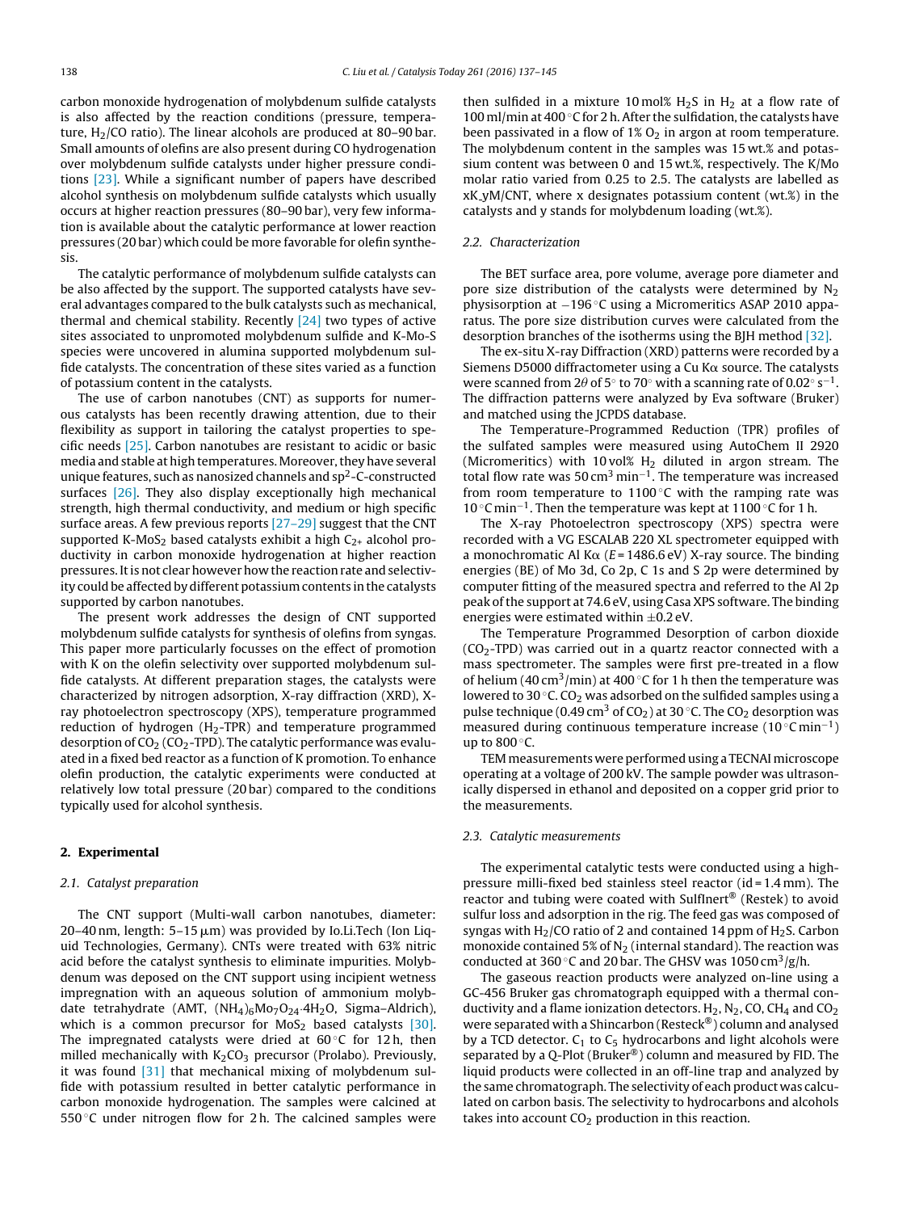carbon monoxide hydrogenation of molybdenum sulfide catalysts is also affected by the reaction conditions (pressure, temperature, $H_2$/CO ratio). The linear alcohols are produced at 80–90 bar. Small amounts of olefins are also present during CO hydrogenation over molybdenum sulfide catalysts under higher pressure conditions [23]. While a significant number of papers have described alcohol synthesis on molybdenum sulfide catalysts which usually occurs at higher reaction pressures (80–90 bar), very few information is available about the catalytic performance at lower reaction pressures (20 bar) which could be more favorable for olefin synthesis.

The catalytic performance of molybdenum sulfide catalysts can be also affected by the support. The supported catalysts have several advantages compared to the bulk catalysts such as mechanical, thermal and chemical stability. Recently [24] two types of active sites associated to unpromoted molybdenum sulfide and K-Mo-S species were uncovered in alumina supported molybdenum sulfide catalysts. The concentration of these sites varied as a function of potassium content in the catalysts.

The use of carbon nanotubes (CNT) as supports for numerous catalysts has been recently drawing attention, due to their flexibility as support in tailoring the catalyst properties to specific needs [25]. Carbon nanotubes are resistant to acidic or basic media and stable at high temperatures. Moreover, they have several unique features, such as nanosized channels and $sp^2$-C-constructed surfaces [26]. They also display exceptionally high mechanical strength, high thermal conductivity, and medium or high specific surface areas. A few previous reports [27–29] suggest that the CNT supported K-$MoS_2$ based catalysts exhibit a high $C_{2+}$ alcohol productivity in carbon monoxide hydrogenation at higher reaction pressures. It is not clear however how the reaction rate and selectivity could be affected by different potassium contents in the catalysts supported by carbon nanotubes.

The present work addresses the design of CNT supported molybdenum sulfide catalysts for synthesis of olefins from syngas. This paper more particularly focusses on the effect of promotion with K on the olefin selectivity over supported molybdenum sulfide catalysts. At different preparation stages, the catalysts were characterized by nitrogen adsorption, X-ray diffraction (XRD), X-ray photoelectron spectroscopy (XPS), temperature programmed reduction of hydrogen ($H_2$-TPR) and temperature programmed desorption of $CO_2$ ($CO_2$-TPD). The catalytic performance was evaluated in a fixed bed reactor as a function of K promotion. To enhance olefin production, the catalytic experiments were conducted at relatively low total pressure (20 bar) compared to the conditions typically used for alcohol synthesis.

## 2. Experimental

### 2.1. Catalyst preparation

The CNT support (Multi-wall carbon nanotubes, diameter: 20–40 nm, length: 5–15 μm) was provided by Io.Li.Tech (Ion Liquid Technologies, Germany). CNTs were treated with 63% nitric acid before the catalyst synthesis to eliminate impurities. Molybdenum was deposed on the CNT support using incipient wetness impregnation with an aqueous solution of ammonium molybdate tetrahydrate (AMT, $(NH_4)_6Mo_7O_{24}\cdot 4H_2O$, Sigma–Aldrich), which is a common precursor for $MoS_2$ based catalysts [30]. The impregnated catalysts were dried at 60 °C for 12 h, then milled mechanically with $K_2CO_3$ precursor (Prolabo). Previously, it was found [31] that mechanical mixing of molybdenum sulfide with potassium resulted in better catalytic performance in carbon monoxide hydrogenation. The samples were calcined at 550 °C under nitrogen flow for 2 h. The calcined samples were then sulfided in a mixture 10 mol% $H_2S$ in $H_2$ at a flow rate of 100 ml/min at 400 °C for 2 h. After the sulfidation, the catalysts have been passivated in a flow of 1% $O_2$ in argon at room temperature. The molybdenum content in the samples was 15 wt.% and potassium content was between 0 and 15 wt.%, respectively. The K/Mo molar ratio varied from 0.25 to 2.5. The catalysts are labelled as xK_yM/CNT, where x designates potassium content (wt.%) in the catalysts and y stands for molybdenum loading (wt.%).

### 2.2. Characterization

The BET surface area, pore volume, average pore diameter and pore size distribution of the catalysts were determined by $N_2$ physisorption at −196 °C using a Micromeritics ASAP 2010 apparatus. The pore size distribution curves were calculated from the desorption branches of the isotherms using the BJH method [32].

The ex-situ X-ray Diffraction (XRD) patterns were recorded by a Siemens D5000 diffractometer using a Cu Kα source. The catalysts were scanned from 2θ of 5° to 70° with a scanning rate of 0.02° $s^{-1}$. The diffraction patterns were analyzed by Eva software (Bruker) and matched using the JCPDS database.

The Temperature-Programmed Reduction (TPR) profiles of the sulfated samples were measured using AutoChem II 2920 (Micromeritics) with 10 vol% $H_2$ diluted in argon stream. The total flow rate was 50 $cm^3$ $min^{-1}$. The temperature was increased from room temperature to 1100 °C with the ramping rate was 10 °C $min^{-1}$. Then the temperature was kept at 1100 °C for 1 h.

The X-ray Photoelectron spectroscopy (XPS) spectra were recorded with a VG ESCALAB 220 XL spectrometer equipped with a monochromatic Al Kα (E = 1486.6 eV) X-ray source. The binding energies (BE) of Mo 3d, Co 2p, C 1s and S 2p were determined by computer fitting of the measured spectra and referred to the Al 2p peak of the support at 74.6 eV, using Casa XPS software. The binding energies were estimated within ±0.2 eV.

The Temperature Programmed Desorption of carbon dioxide ($CO_2$-TPD) was carried out in a quartz reactor connected with a mass spectrometer. The samples were first pre-treated in a flow of helium (40 $cm^3$/min) at 400 °C for 1 h then the temperature was lowered to 30 °C. $CO_2$ was adsorbed on the sulfided samples using a pulse technique (0.49 $cm^3$ of $CO_2$) at 30 °C. The $CO_2$ desorption was measured during continuous temperature increase (10 °C $min^{-1}$) up to 800 °C.

TEM measurements were performed using a TECNAI microscope operating at a voltage of 200 kV. The sample powder was ultrasonically dispersed in ethanol and deposited on a copper grid prior to the measurements.

### 2.3. Catalytic measurements

The experimental catalytic tests were conducted using a high-pressure milli-fixed bed stainless steel reactor (id = 1.4 mm). The reactor and tubing were coated with SulfInert® (Restek) to avoid sulfur loss and adsorption in the rig. The feed gas was composed of syngas with $H_2$/CO ratio of 2 and contained 14 ppm of $H_2S$. Carbon monoxide contained 5% of $N_2$ (internal standard). The reaction was conducted at 360 °C and 20 bar. The GHSV was 1050 $cm^3$/g/h.

The gaseous reaction products were analyzed on-line using a GC-456 Bruker gas chromatograph equipped with a thermal conductivity and a flame ionization detectors. $H_2$, $N_2$, CO, $CH_4$ and $CO_2$ were separated with a Shincarbon (Resteck®) column and analysed by a TCD detector. $C_1$ to $C_5$ hydrocarbons and light alcohols were separated by a Q-Plot (Bruker®) column and measured by FID. The liquid products were collected in an off-line trap and analyzed by the same chromatograph. The selectivity of each product was calculated on carbon basis. The selectivity to hydrocarbons and alcohols takes into account $CO_2$ production in this reaction.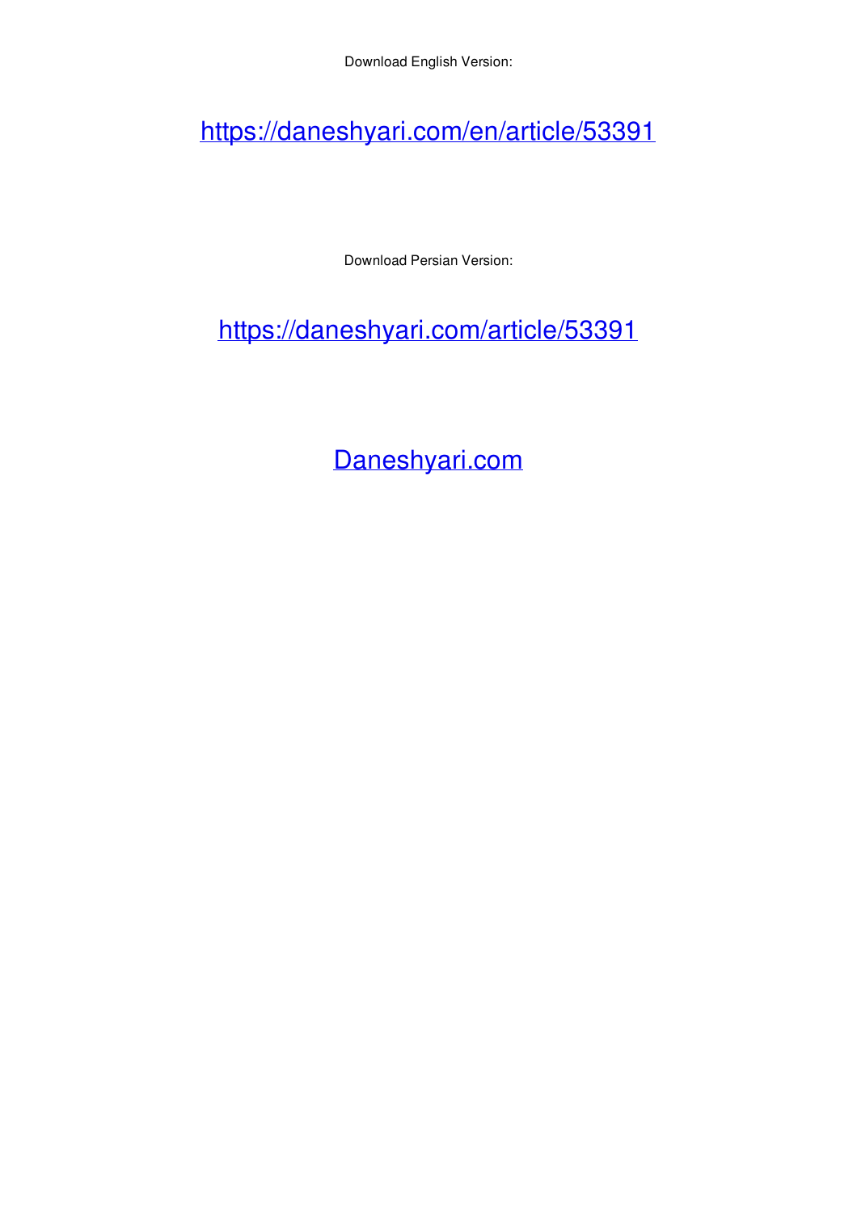Download English Version:

[https://daneshyari.com/en/article/53391](https://daneshyari.com/en/article/53391)

Download Persian Version:

[https://daneshyari.com/article/53391](https://daneshyari.com/article/53391)

[Daneshyari.com](https://daneshyari.com)